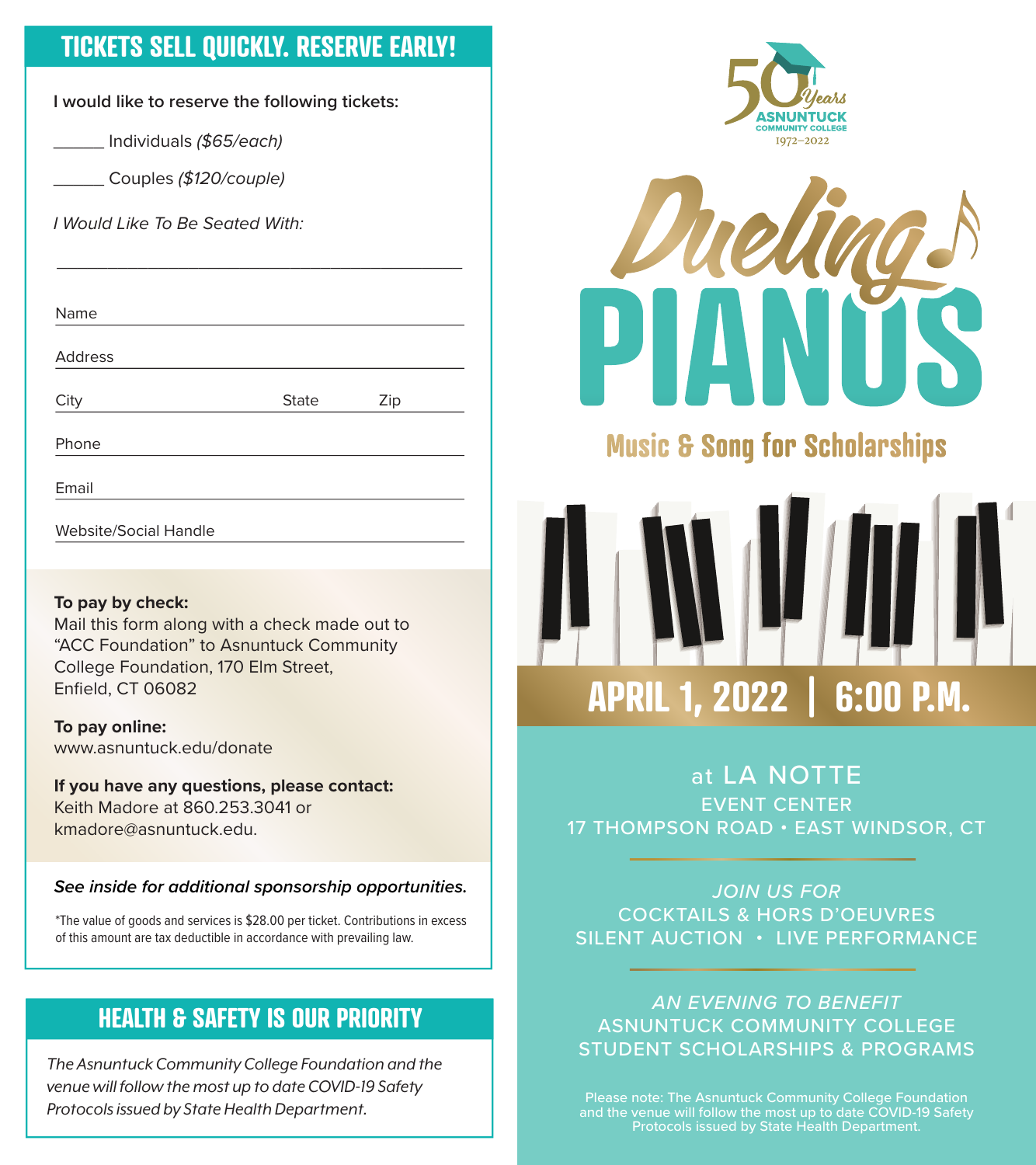## TICKETS SELL QUICKLY. RESERVE EARLY!

I would like to reserve the following tickets:

______ Individuals *($65/each)*

______ Couples *($120/couple)*

*I Would Like To Be Seated With:*

_______________________________________________

Name ____________________________________________

Address __________________________________________

City ______________________ State ________ Zip ________

Phone ___________________________________________

Email ____________________________________________

Website/Social Handle _____________________________

**To pay by check:**
Mail this form along with a check made out to "ACC Foundation" to Asnuntuck Community College Foundation, 170 Elm Street, Enfield, CT 06082

**To pay online:**
www.asnuntuck.edu/donate

**If you have any questions, please contact:**
Keith Madore at 860.253.3041 or kmadore@asnuntuck.edu.

***See inside for additional sponsorship opportunities.***

*The value of goods and services is $28.00 per ticket. Contributions in excess of this amount are tax deductible in accordance with prevailing law.

## HEALTH & SAFETY IS OUR PRIORITY

*The Asnuntuck Community College Foundation and the venue will follow the most up to date COVID-19 Safety Protocols issued by State Health Department.*

50 Years
ASNUNTUCK COMMUNITY COLLEGE
1972–2022

# Dueling PIANOS

## Music & Song for Scholarships

## APRIL 1, 2022 | 6:00 P.M.

at LA NOTTE
EVENT CENTER
17 THOMPSON ROAD • EAST WINDSOR, CT

*JOIN US FOR*
COCKTAILS & HORS D'OEUVRES
SILENT AUCTION • LIVE PERFORMANCE

*AN EVENING TO BENEFIT*
ASNUNTUCK COMMUNITY COLLEGE
STUDENT SCHOLARSHIPS & PROGRAMS

Please note: The Asnuntuck Community College Foundation and the venue will follow the most up to date COVID-19 Safety Protocols issued by State Health Department.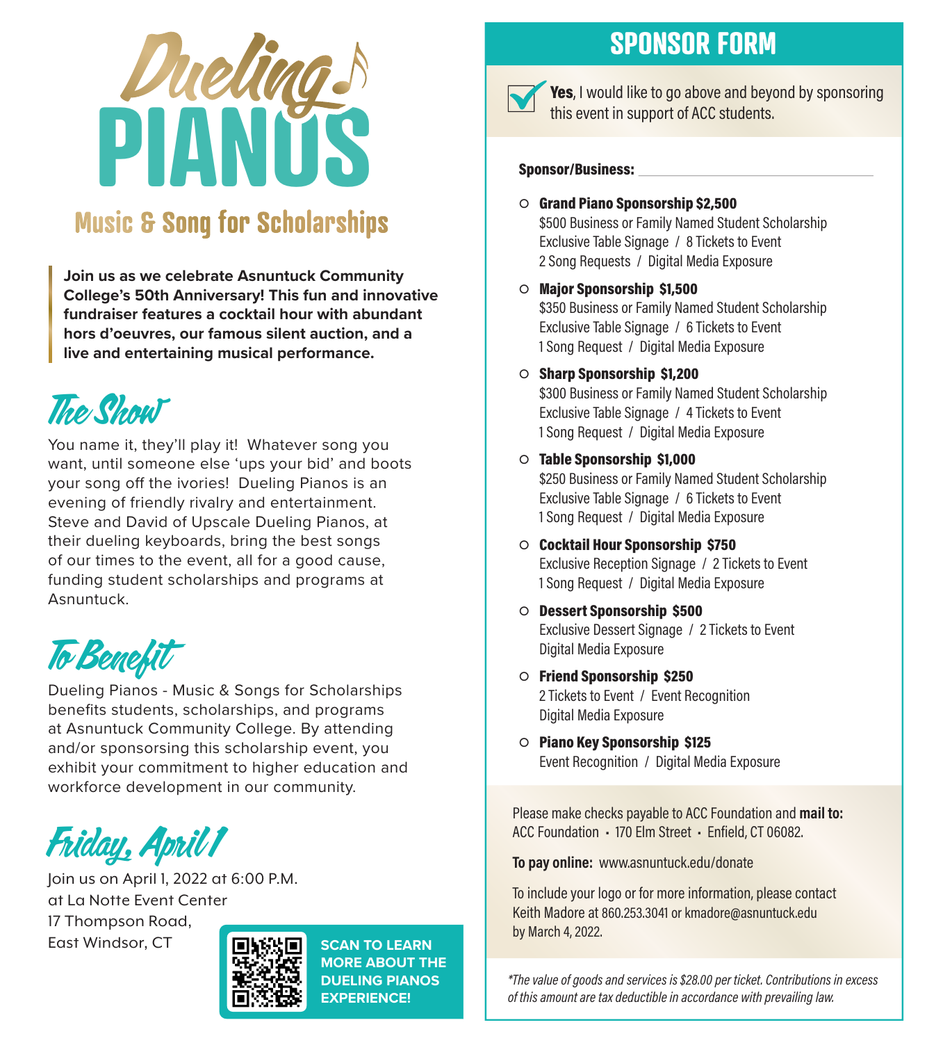# Dueling PIANOS

## Music & Song for Scholarships

**Join us as we celebrate Asnuntuck Community College's 50th Anniversary! This fun and innovative fundraiser features a cocktail hour with abundant hors d'oeuvres, our famous silent auction, and a live and entertaining musical performance.**

## The Show

You name it, they'll play it! Whatever song you want, until someone else 'ups your bid' and boots your song off the ivories! Dueling Pianos is an evening of friendly rivalry and entertainment. Steve and David of Upscale Dueling Pianos, at their dueling keyboards, bring the best songs of our times to the event, all for a good cause, funding student scholarships and programs at Asnuntuck.

## To Benefit

Dueling Pianos - Music & Songs for Scholarships benefits students, scholarships, and programs at Asnuntuck Community College. By attending and/or sponsoring this scholarship event, you exhibit your commitment to higher education and workforce development in our community.

## Friday, April 1

Join us on April 1, 2022 at 6:00 P.M.
at La Notte Event Center
17 Thompson Road,
East Windsor, CT

**SCAN TO LEARN MORE ABOUT THE DUELING PIANOS EXPERIENCE!**

## SPONSOR FORM

☑ **Yes**, I would like to go above and beyond by sponsoring this event in support of ACC students.

**Sponsor/Business:** ______________________________

- ○ **Grand Piano Sponsorship $2,500**
  $500 Business or Family Named Student Scholarship
  Exclusive Table Signage / 8 Tickets to Event
  2 Song Requests / Digital Media Exposure
- ○ **Major Sponsorship $1,500**
  $350 Business or Family Named Student Scholarship
  Exclusive Table Signage / 6 Tickets to Event
  1 Song Request / Digital Media Exposure
- ○ **Sharp Sponsorship $1,200**
  $300 Business or Family Named Student Scholarship
  Exclusive Table Signage / 4 Tickets to Event
  1 Song Request / Digital Media Exposure
- ○ **Table Sponsorship $1,000**
  $250 Business or Family Named Student Scholarship
  Exclusive Table Signage / 6 Tickets to Event
  1 Song Request / Digital Media Exposure
- ○ **Cocktail Hour Sponsorship $750**
  Exclusive Reception Signage / 2 Tickets to Event
  1 Song Request / Digital Media Exposure
- ○ **Dessert Sponsorship $500**
  Exclusive Dessert Signage / 2 Tickets to Event
  Digital Media Exposure
- ○ **Friend Sponsorship $250**
  2 Tickets to Event / Event Recognition
  Digital Media Exposure
- ○ **Piano Key Sponsorship $125**
  Event Recognition / Digital Media Exposure

Please make checks payable to ACC Foundation and **mail to:**
ACC Foundation • 170 Elm Street • Enfield, CT 06082.

**To pay online:** www.asnuntuck.edu/donate

To include your logo or for more information, please contact Keith Madore at 860.253.3041 or kmadore@asnuntuck.edu by March 4, 2022.

*\*The value of goods and services is $28.00 per ticket. Contributions in excess of this amount are tax deductible in accordance with prevailing law.*